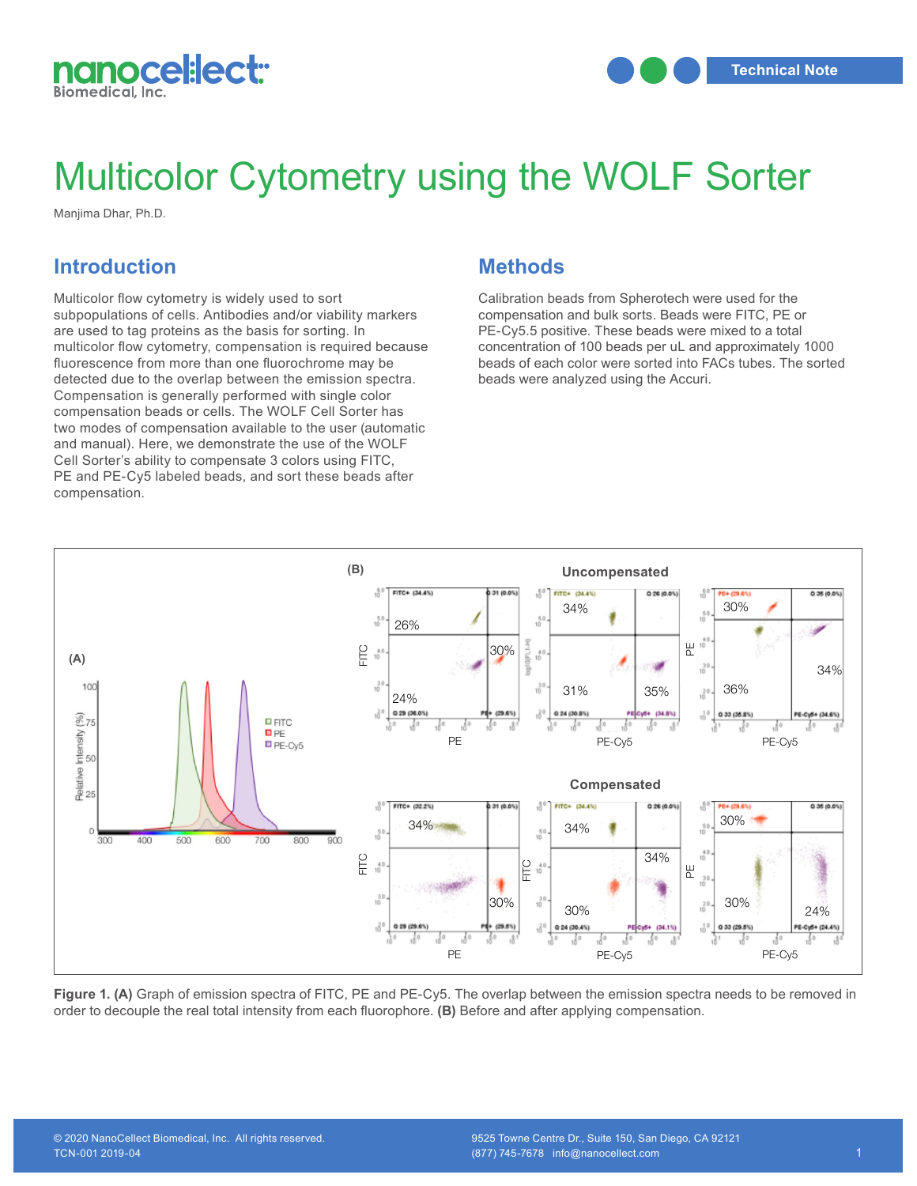# Multicolor Cytometry using the WOLF Sorter

Manjima Dhar, Ph.D.

## Introduction

Multicolor flow cytometry is widely used to sort subpopulations of cells. Antibodies and/or viability markers are used to tag proteins as the basis for sorting. In multicolor flow cytometry, compensation is required because fluorescence from more than one fluorochrome may be detected due to the overlap between the emission spectra. Compensation is generally performed with single color compensation beads or cells. The WOLF Cell Sorter has two modes of compensation available to the user (automatic and manual). Here, we demonstrate the use of the WOLF Cell Sorter's ability to compensate 3 colors using FITC, PE and PE-Cy5 labeled beads, and sort these beads after compensation.

## Methods

Calibration beads from Spherotech were used for the compensation and bulk sorts. Beads were FITC, PE or PE-Cy5.5 positive. These beads were mixed to a total concentration of 100 beads per uL and approximately 1000 beads of each color were sorted into FACs tubes. The sorted beads were analyzed using the Accuri.

**Figure 1. (A)** Graph of emission spectra of FITC, PE and PE-Cy5. The overlap between the emission spectra needs to be removed in order to decouple the real total intensity from each fluorophore. **(B)** Before and after applying compensation.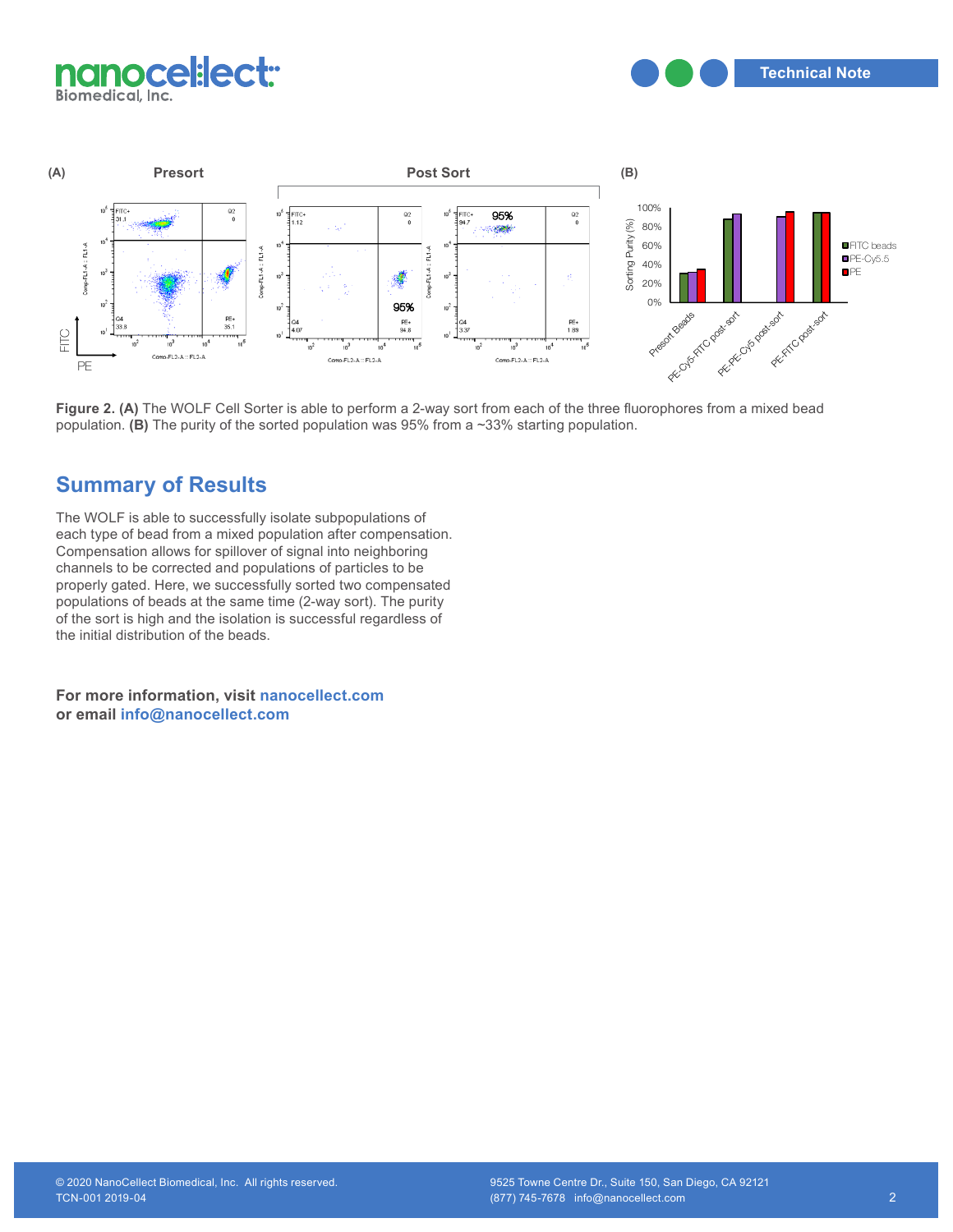(A) Presort

Post Sort

FITC+ 31.1

Q2 0

G4 33.8

PE+ 35.1

FITC+ 1.12

Q2 0

95%

G4 4.07

PE+ 94.8

FITC+ 94.7

95%

Q2 0

G4 3.37

PE+ 1.89

FITC

PE

Comp-FL1-A :: FL1-A

Comp-FL2-A :: FL2-A

(B)

Sorting Purity (%)

100%

80%

60%

40%

20%

0%

Presort Beads

PE-Cy5-FITC post-sort

PE-PE-Cy5 post-sort

PE-FITC post-sort

FITC beads

PE-Cy5.5

PE

**Figure 2. (A)** The WOLF Cell Sorter is able to perform a 2-way sort from each of the three fluorophores from a mixed bead population. **(B)** The purity of the sorted population was 95% from a ~33% starting population.

## Summary of Results

The WOLF is able to successfully isolate subpopulations of each type of bead from a mixed population after compensation. Compensation allows for spillover of signal into neighboring channels to be corrected and populations of particles to be properly gated. Here, we successfully sorted two compensated populations of beads at the same time (2-way sort). The purity of the sort is high and the isolation is successful regardless of the initial distribution of the beads.

**For more information, visit nanocellect.com**
**or email info@nanocellect.com**